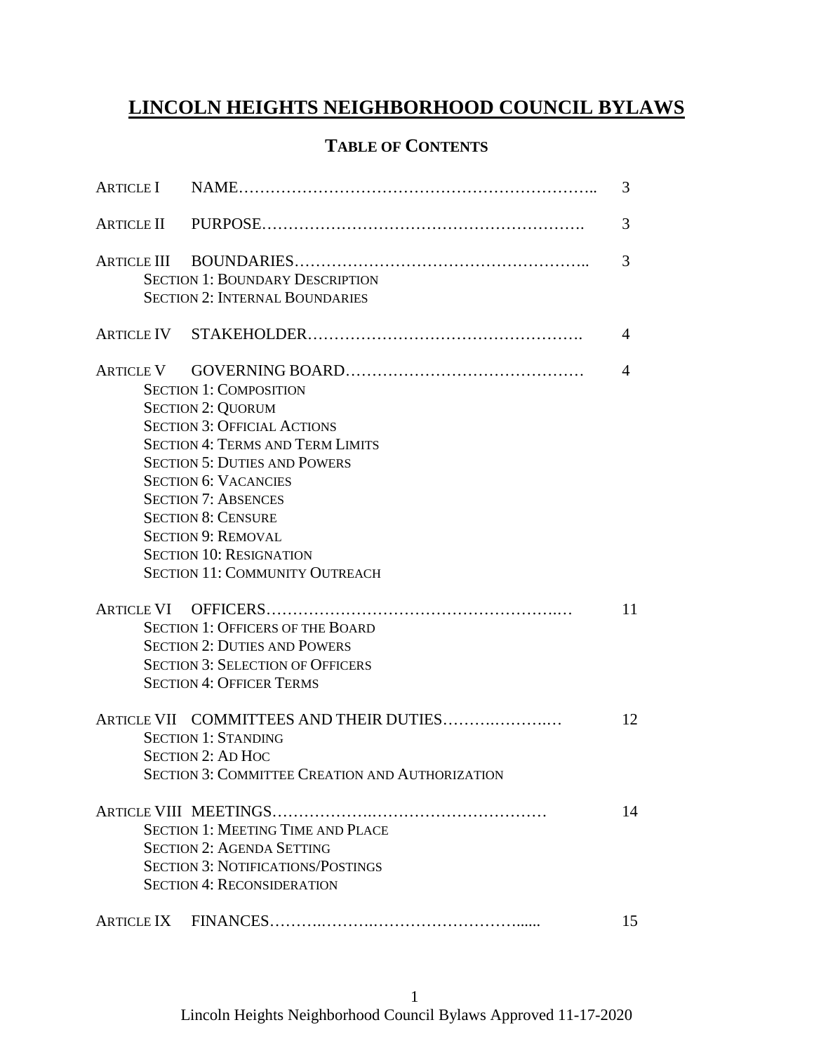# LINCOLN HEIGHTS NEIGHBORHOOD COUNCIL BYLAWS

## TABLE OF CONTENTS

ARTICLE I NAME………………………………………………………….. 3

ARTICLE II PURPOSE……………………………………………………. 3

ARTICLE III BOUNDARIES…………………………………………….. 3
- SECTION 1: BOUNDARY DESCRIPTION
- SECTION 2: INTERNAL BOUNDARIES

ARTICLE IV STAKEHOLDER…………………………………………. 4

ARTICLE V GOVERNING BOARD…………………………………… 4
- SECTION 1: COMPOSITION
- SECTION 2: QUORUM
- SECTION 3: OFFICIAL ACTIONS
- SECTION 4: TERMS AND TERM LIMITS
- SECTION 5: DUTIES AND POWERS
- SECTION 6: VACANCIES
- SECTION 7: ABSENCES
- SECTION 8: CENSURE
- SECTION 9: REMOVAL
- SECTION 10: RESIGNATION
- SECTION 11: COMMUNITY OUTREACH

ARTICLE VI OFFICERS…………………………………………….… 11
- SECTION 1: OFFICERS OF THE BOARD
- SECTION 2: DUTIES AND POWERS
- SECTION 3: SELECTION OF OFFICERS
- SECTION 4: OFFICER TERMS

ARTICLE VII COMMITTEES AND THEIR DUTIES…………….……… 12
- SECTION 1: STANDING
- SECTION 2: AD HOC
- SECTION 3: COMMITTEE CREATION AND AUTHORIZATION

ARTICLE VIII MEETINGS……………….…………………………… 14
- SECTION 1: MEETING TIME AND PLACE
- SECTION 2: AGENDA SETTING
- SECTION 3: NOTIFICATIONS/POSTINGS
- SECTION 4: RECONSIDERATION

ARTICLE IX FINANCES……….……….…………………….…..... 15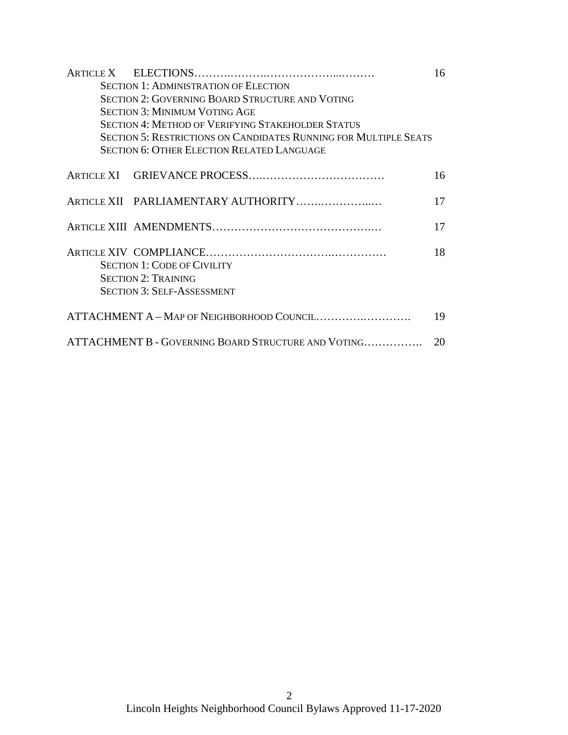| | |
|---|---|
| ARTICLE X ELECTIONS……………………………………… | 16 |
| SECTION 1: ADMINISTRATION OF ELECTION | |
| SECTION 2: GOVERNING BOARD STRUCTURE AND VOTING | |
| SECTION 3: MINIMUM VOTING AGE | |
| SECTION 4: METHOD OF VERIFYING STAKEHOLDER STATUS | |
| SECTION 5: RESTRICTIONS ON CANDIDATES RUNNING FOR MULTIPLE SEATS | |
| SECTION 6: OTHER ELECTION RELATED LANGUAGE | |
| ARTICLE XI GRIEVANCE PROCESS…………………………………… | 16 |
| ARTICLE XII PARLIAMENTARY AUTHORITY……………………… | 17 |
| ARTICLE XIII AMENDMENTS……………………………………… | 17 |
| ARTICLE XIV COMPLIANCE…………………………………………… | 18 |
| SECTION 1: CODE OF CIVILITY | |
| SECTION 2: TRAINING | |
| SECTION 3: SELF-ASSESSMENT | |
| ATTACHMENT A – MAP OF NEIGHBORHOOD COUNCIL……………………… | 19 |
| ATTACHMENT B - GOVERNING BOARD STRUCTURE AND VOTING……………. | 20 |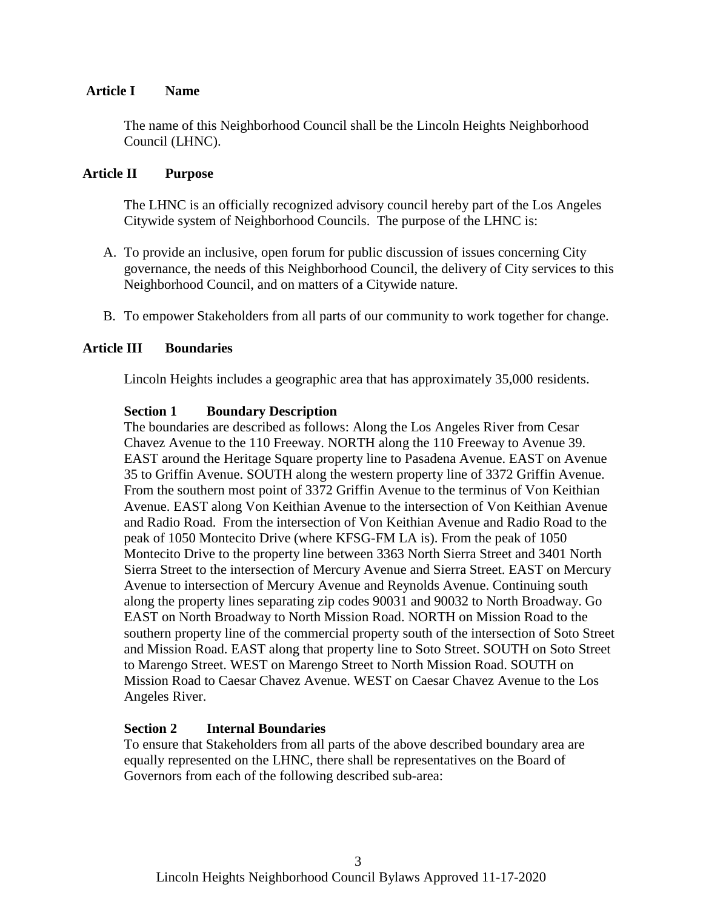## Article I Name

The name of this Neighborhood Council shall be the Lincoln Heights Neighborhood Council (LHNC).

## Article II Purpose

The LHNC is an officially recognized advisory council hereby part of the Los Angeles Citywide system of Neighborhood Councils. The purpose of the LHNC is:

A. To provide an inclusive, open forum for public discussion of issues concerning City governance, the needs of this Neighborhood Council, the delivery of City services to this Neighborhood Council, and on matters of a Citywide nature.

B. To empower Stakeholders from all parts of our community to work together for change.

## Article III Boundaries

Lincoln Heights includes a geographic area that has approximately 35,000 residents.

### Section 1 Boundary Description

The boundaries are described as follows: Along the Los Angeles River from Cesar Chavez Avenue to the 110 Freeway. NORTH along the 110 Freeway to Avenue 39. EAST around the Heritage Square property line to Pasadena Avenue. EAST on Avenue 35 to Griffin Avenue. SOUTH along the western property line of 3372 Griffin Avenue. From the southern most point of 3372 Griffin Avenue to the terminus of Von Keithian Avenue. EAST along Von Keithian Avenue to the intersection of Von Keithian Avenue and Radio Road. From the intersection of Von Keithian Avenue and Radio Road to the peak of 1050 Montecito Drive (where KFSG-FM LA is). From the peak of 1050 Montecito Drive to the property line between 3363 North Sierra Street and 3401 North Sierra Street to the intersection of Mercury Avenue and Sierra Street. EAST on Mercury Avenue to intersection of Mercury Avenue and Reynolds Avenue. Continuing south along the property lines separating zip codes 90031 and 90032 to North Broadway. Go EAST on North Broadway to North Mission Road. NORTH on Mission Road to the southern property line of the commercial property south of the intersection of Soto Street and Mission Road. EAST along that property line to Soto Street. SOUTH on Soto Street to Marengo Street. WEST on Marengo Street to North Mission Road. SOUTH on Mission Road to Caesar Chavez Avenue. WEST on Caesar Chavez Avenue to the Los Angeles River.

### Section 2 Internal Boundaries

To ensure that Stakeholders from all parts of the above described boundary area are equally represented on the LHNC, there shall be representatives on the Board of Governors from each of the following described sub-area: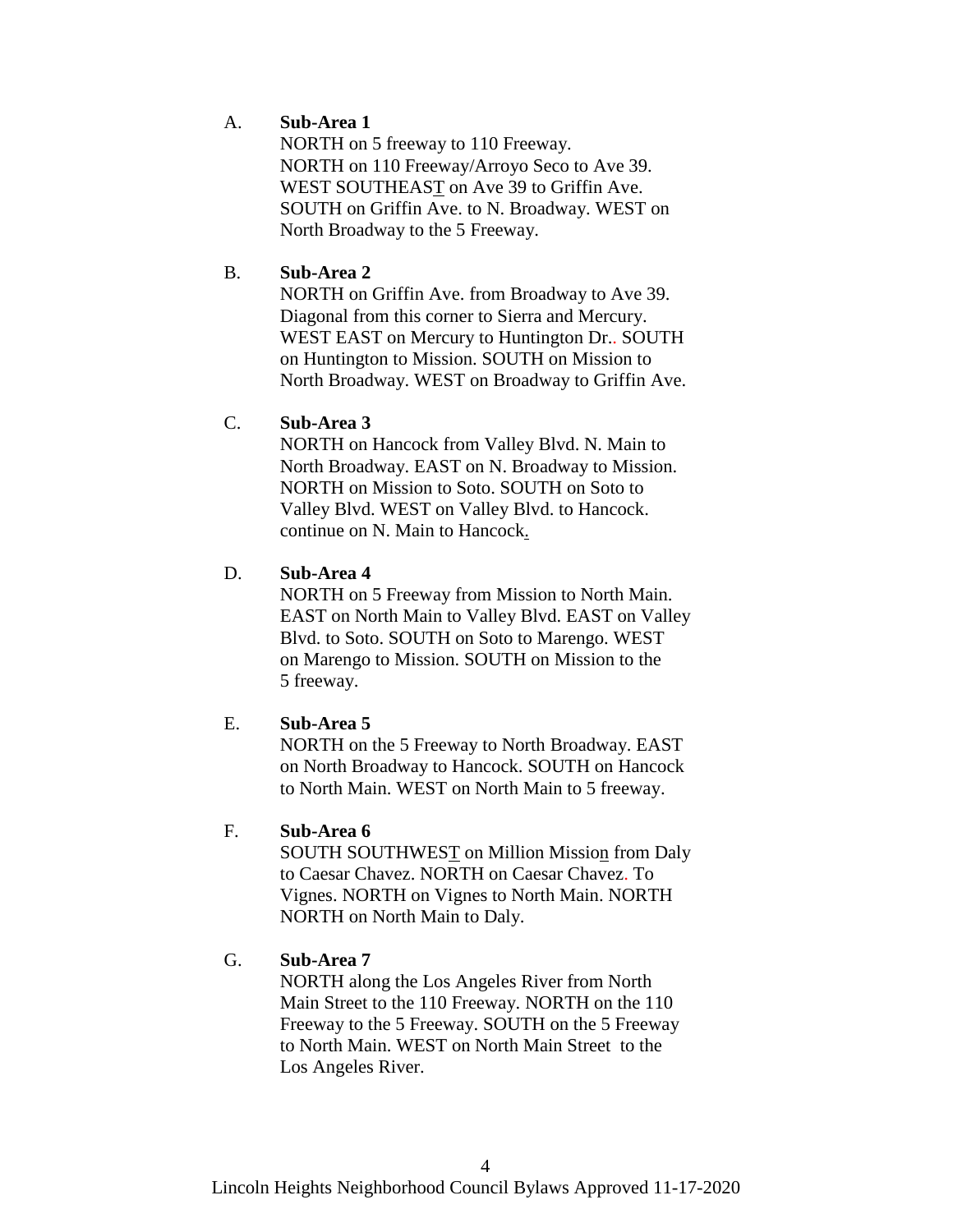A. **Sub-Area 1**

NORTH on 5 freeway to 110 Freeway.
NORTH on 110 Freeway/Arroyo Seco to Ave 39.
WEST SOUTHEAST on Ave 39 to Griffin Ave.
SOUTH on Griffin Ave. to N. Broadway. WEST on North Broadway to the 5 Freeway.

B. **Sub-Area 2**

NORTH on Griffin Ave. from Broadway to Ave 39.
Diagonal from this corner to Sierra and Mercury.
WEST EAST on Mercury to Huntington Dr.. SOUTH on Huntington to Mission. SOUTH on Mission to North Broadway. WEST on Broadway to Griffin Ave.

C. **Sub-Area 3**

NORTH on Hancock from Valley Blvd. N. Main to North Broadway. EAST on N. Broadway to Mission. NORTH on Mission to Soto. SOUTH on Soto to Valley Blvd. WEST on Valley Blvd. to Hancock. continue on N. Main to Hancock.

D. **Sub-Area 4**

NORTH on 5 Freeway from Mission to North Main. EAST on North Main to Valley Blvd. EAST on Valley Blvd. to Soto. SOUTH on Soto to Marengo. WEST on Marengo to Mission. SOUTH on Mission to the 5 freeway.

E. **Sub-Area 5**

NORTH on the 5 Freeway to North Broadway. EAST on North Broadway to Hancock. SOUTH on Hancock to North Main. WEST on North Main to 5 freeway.

F. **Sub-Area 6**

SOUTH SOUTHWEST on Million Mission from Daly to Caesar Chavez. NORTH on Caesar Chavez. To Vignes. NORTH on Vignes to North Main. NORTH NORTH on North Main to Daly.

G. **Sub-Area 7**

NORTH along the Los Angeles River from North Main Street to the 110 Freeway. NORTH on the 110 Freeway to the 5 Freeway. SOUTH on the 5 Freeway to North Main. WEST on North Main Street to the Los Angeles River.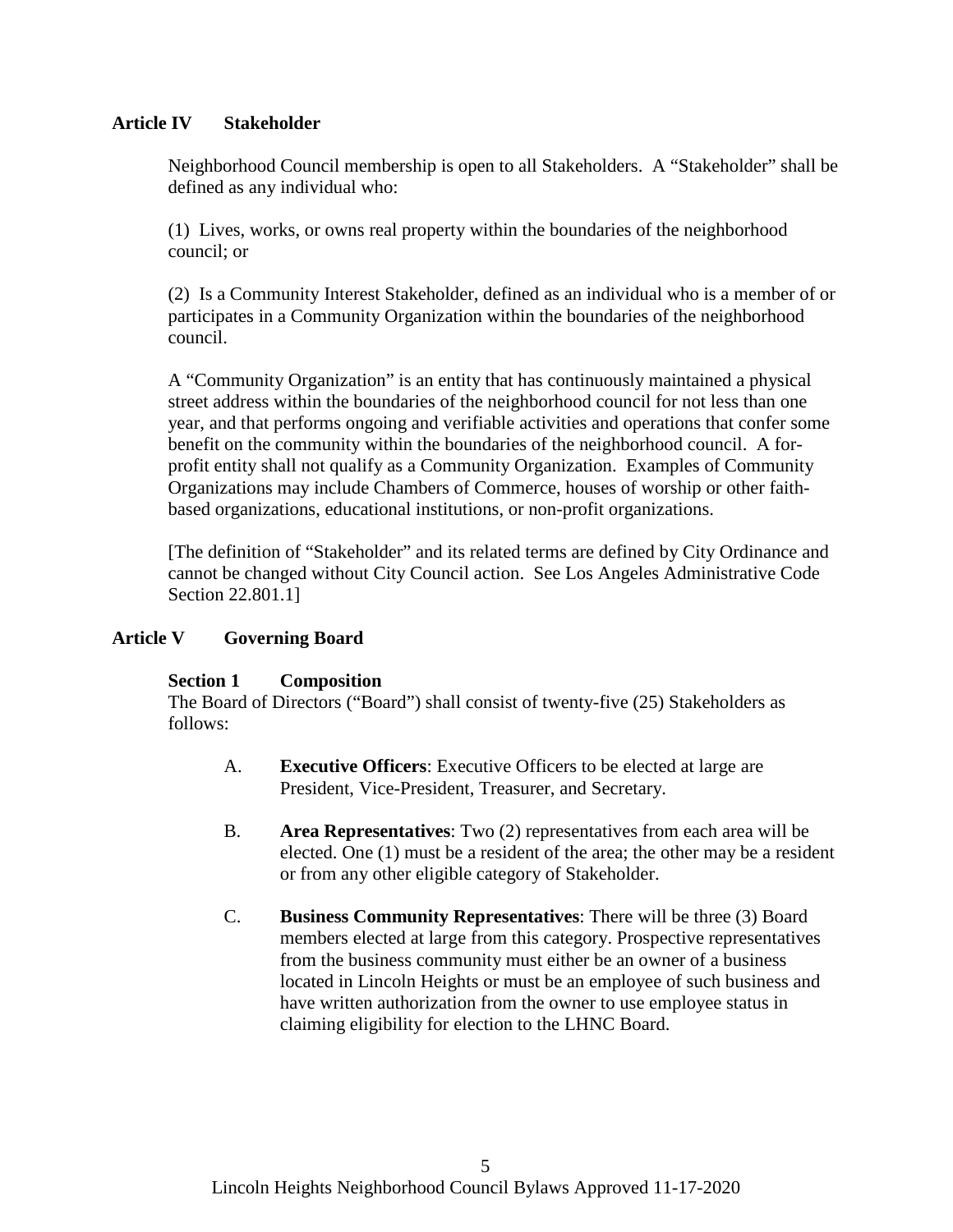## Article IV Stakeholder

Neighborhood Council membership is open to all Stakeholders. A "Stakeholder" shall be defined as any individual who:

(1) Lives, works, or owns real property within the boundaries of the neighborhood council; or

(2) Is a Community Interest Stakeholder, defined as an individual who is a member of or participates in a Community Organization within the boundaries of the neighborhood council.

A "Community Organization" is an entity that has continuously maintained a physical street address within the boundaries of the neighborhood council for not less than one year, and that performs ongoing and verifiable activities and operations that confer some benefit on the community within the boundaries of the neighborhood council. A for-profit entity shall not qualify as a Community Organization. Examples of Community Organizations may include Chambers of Commerce, houses of worship or other faith-based organizations, educational institutions, or non-profit organizations.

[The definition of "Stakeholder" and its related terms are defined by City Ordinance and cannot be changed without City Council action. See Los Angeles Administrative Code Section 22.801.1]

## Article V Governing Board

### Section 1 Composition

The Board of Directors ("Board") shall consist of twenty-five (25) Stakeholders as follows:

A. **Executive Officers**: Executive Officers to be elected at large are President, Vice-President, Treasurer, and Secretary.

B. **Area Representatives**: Two (2) representatives from each area will be elected. One (1) must be a resident of the area; the other may be a resident or from any other eligible category of Stakeholder.

C. **Business Community Representatives**: There will be three (3) Board members elected at large from this category. Prospective representatives from the business community must either be an owner of a business located in Lincoln Heights or must be an employee of such business and have written authorization from the owner to use employee status in claiming eligibility for election to the LHNC Board.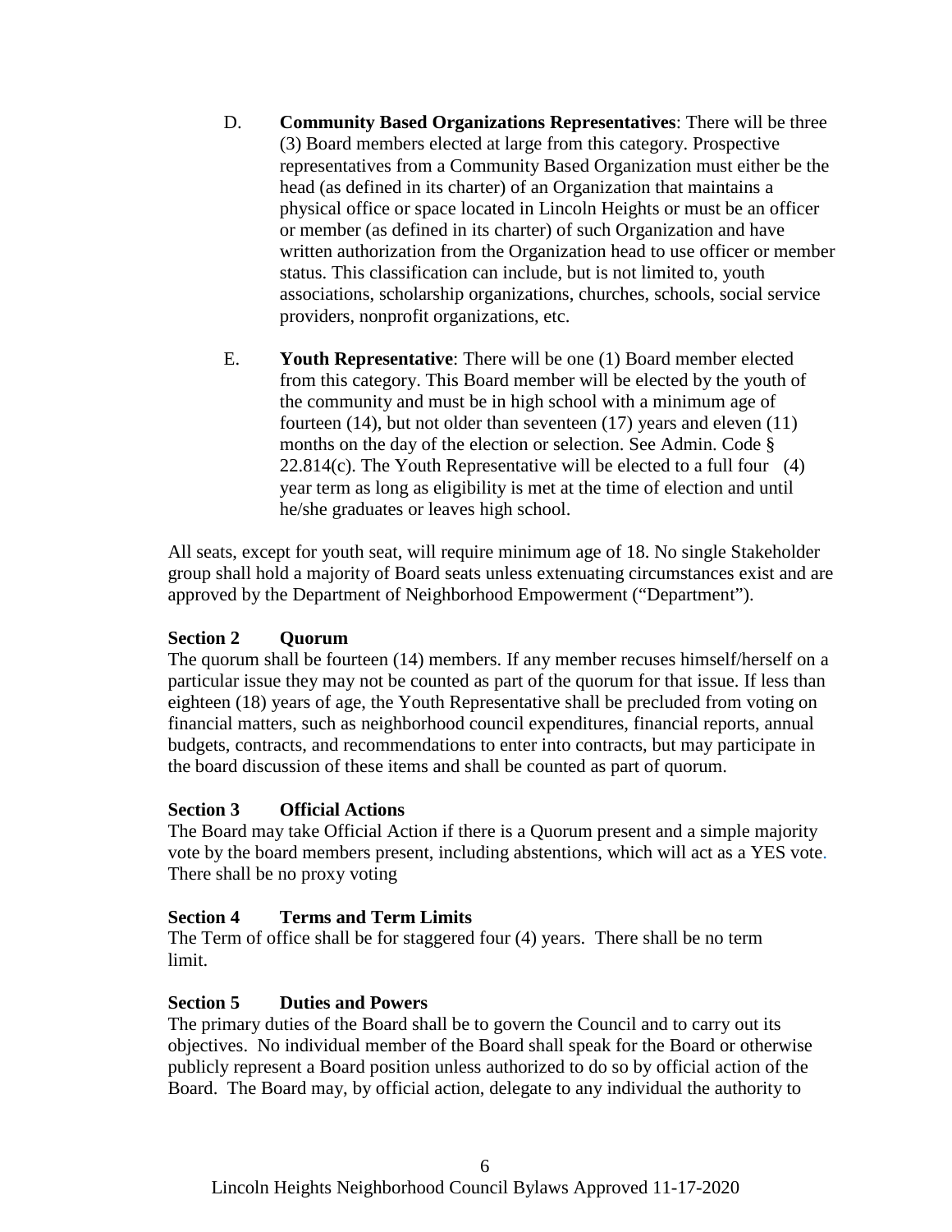D. **Community Based Organizations Representatives**: There will be three (3) Board members elected at large from this category. Prospective representatives from a Community Based Organization must either be the head (as defined in its charter) of an Organization that maintains a physical office or space located in Lincoln Heights or must be an officer or member (as defined in its charter) of such Organization and have written authorization from the Organization head to use officer or member status. This classification can include, but is not limited to, youth associations, scholarship organizations, churches, schools, social service providers, nonprofit organizations, etc.

E. **Youth Representative**: There will be one (1) Board member elected from this category. This Board member will be elected by the youth of the community and must be in high school with a minimum age of fourteen (14), but not older than seventeen (17) years and eleven (11) months on the day of the election or selection. See Admin. Code § 22.814(c). The Youth Representative will be elected to a full four (4) year term as long as eligibility is met at the time of election and until he/she graduates or leaves high school.

All seats, except for youth seat, will require minimum age of 18. No single Stakeholder group shall hold a majority of Board seats unless extenuating circumstances exist and are approved by the Department of Neighborhood Empowerment ("Department").

### Section 2 Quorum

The quorum shall be fourteen (14) members. If any member recuses himself/herself on a particular issue they may not be counted as part of the quorum for that issue. If less than eighteen (18) years of age, the Youth Representative shall be precluded from voting on financial matters, such as neighborhood council expenditures, financial reports, annual budgets, contracts, and recommendations to enter into contracts, but may participate in the board discussion of these items and shall be counted as part of quorum.

### Section 3 Official Actions

The Board may take Official Action if there is a Quorum present and a simple majority vote by the board members present, including abstentions, which will act as a YES vote. There shall be no proxy voting

### Section 4 Terms and Term Limits

The Term of office shall be for staggered four (4) years. There shall be no term limit.

### Section 5 Duties and Powers

The primary duties of the Board shall be to govern the Council and to carry out its objectives. No individual member of the Board shall speak for the Board or otherwise publicly represent a Board position unless authorized to do so by official action of the Board. The Board may, by official action, delegate to any individual the authority to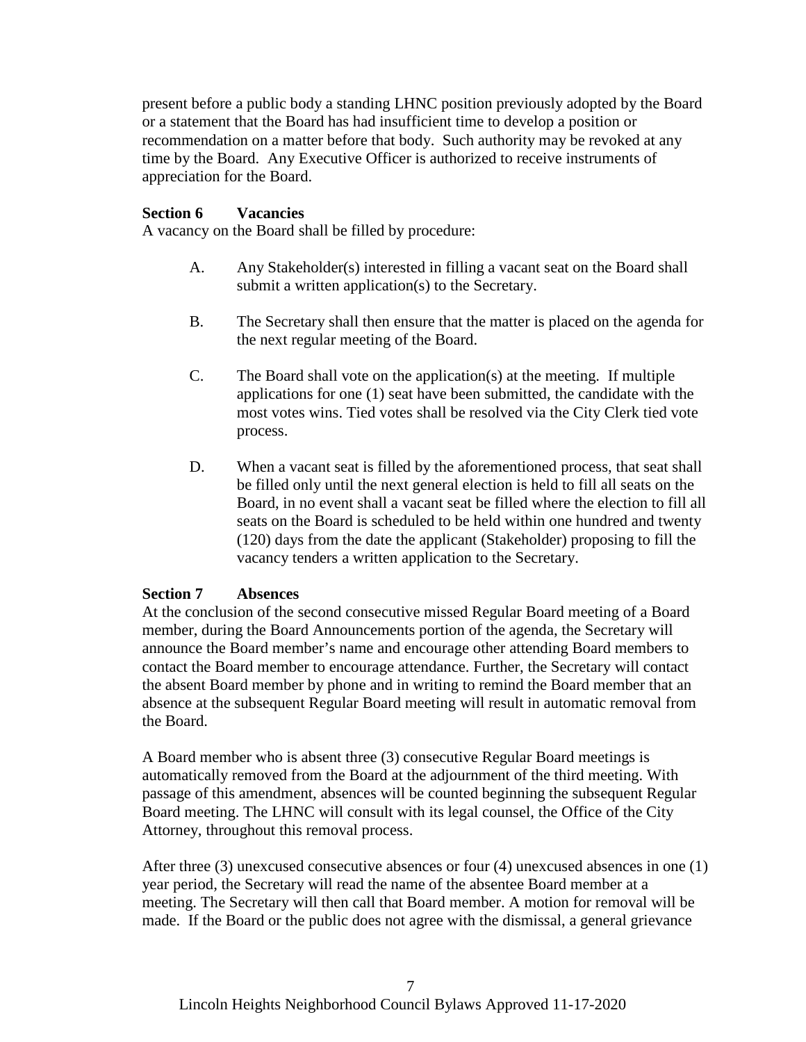present before a public body a standing LHNC position previously adopted by the Board or a statement that the Board has had insufficient time to develop a position or recommendation on a matter before that body. Such authority may be revoked at any time by the Board. Any Executive Officer is authorized to receive instruments of appreciation for the Board.

**Section 6 Vacancies**

A vacancy on the Board shall be filled by procedure:

A. Any Stakeholder(s) interested in filling a vacant seat on the Board shall submit a written application(s) to the Secretary.

B. The Secretary shall then ensure that the matter is placed on the agenda for the next regular meeting of the Board.

C. The Board shall vote on the application(s) at the meeting. If multiple applications for one (1) seat have been submitted, the candidate with the most votes wins. Tied votes shall be resolved via the City Clerk tied vote process.

D. When a vacant seat is filled by the aforementioned process, that seat shall be filled only until the next general election is held to fill all seats on the Board, in no event shall a vacant seat be filled where the election to fill all seats on the Board is scheduled to be held within one hundred and twenty (120) days from the date the applicant (Stakeholder) proposing to fill the vacancy tenders a written application to the Secretary.

**Section 7 Absences**

At the conclusion of the second consecutive missed Regular Board meeting of a Board member, during the Board Announcements portion of the agenda, the Secretary will announce the Board member's name and encourage other attending Board members to contact the Board member to encourage attendance. Further, the Secretary will contact the absent Board member by phone and in writing to remind the Board member that an absence at the subsequent Regular Board meeting will result in automatic removal from the Board.

A Board member who is absent three (3) consecutive Regular Board meetings is automatically removed from the Board at the adjournment of the third meeting. With passage of this amendment, absences will be counted beginning the subsequent Regular Board meeting. The LHNC will consult with its legal counsel, the Office of the City Attorney, throughout this removal process.

After three (3) unexcused consecutive absences or four (4) unexcused absences in one (1) year period, the Secretary will read the name of the absentee Board member at a meeting. The Secretary will then call that Board member. A motion for removal will be made. If the Board or the public does not agree with the dismissal, a general grievance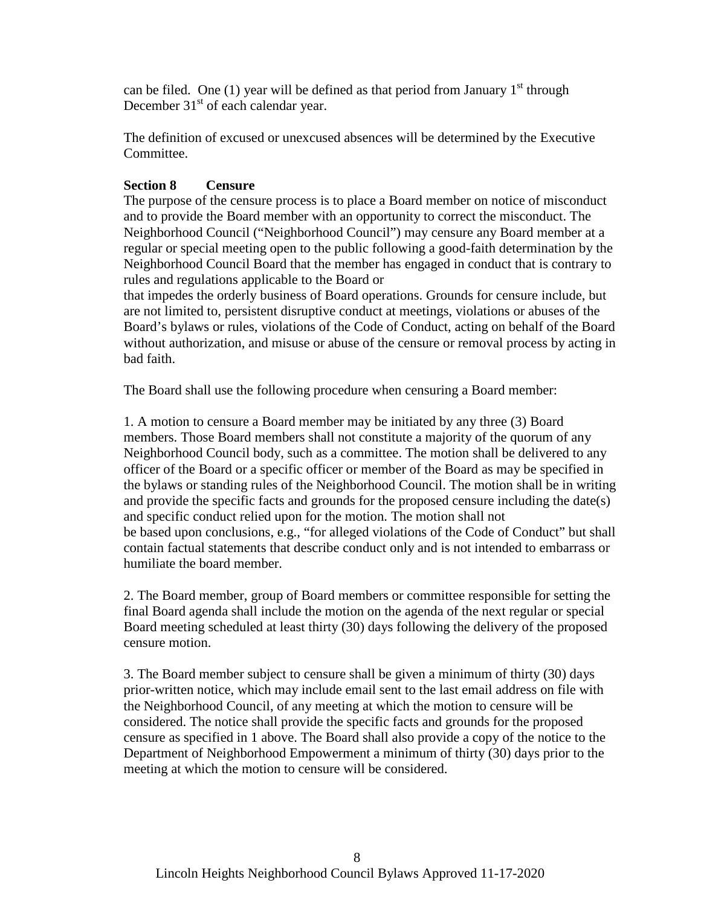can be filed. One (1) year will be defined as that period from January 1st through December 31st of each calendar year.

The definition of excused or unexcused absences will be determined by the Executive Committee.

**Section 8 Censure**

The purpose of the censure process is to place a Board member on notice of misconduct and to provide the Board member with an opportunity to correct the misconduct. The Neighborhood Council ("Neighborhood Council") may censure any Board member at a regular or special meeting open to the public following a good-faith determination by the Neighborhood Council Board that the member has engaged in conduct that is contrary to rules and regulations applicable to the Board or that impedes the orderly business of Board operations. Grounds for censure include, but are not limited to, persistent disruptive conduct at meetings, violations or abuses of the Board's bylaws or rules, violations of the Code of Conduct, acting on behalf of the Board without authorization, and misuse or abuse of the censure or removal process by acting in bad faith.

The Board shall use the following procedure when censuring a Board member:

1. A motion to censure a Board member may be initiated by any three (3) Board members. Those Board members shall not constitute a majority of the quorum of any Neighborhood Council body, such as a committee. The motion shall be delivered to any officer of the Board or a specific officer or member of the Board as may be specified in the bylaws or standing rules of the Neighborhood Council. The motion shall be in writing and provide the specific facts and grounds for the proposed censure including the date(s) and specific conduct relied upon for the motion. The motion shall not be based upon conclusions, e.g., "for alleged violations of the Code of Conduct" but shall contain factual statements that describe conduct only and is not intended to embarrass or humiliate the board member.

2. The Board member, group of Board members or committee responsible for setting the final Board agenda shall include the motion on the agenda of the next regular or special Board meeting scheduled at least thirty (30) days following the delivery of the proposed censure motion.

3. The Board member subject to censure shall be given a minimum of thirty (30) days prior-written notice, which may include email sent to the last email address on file with the Neighborhood Council, of any meeting at which the motion to censure will be considered. The notice shall provide the specific facts and grounds for the proposed censure as specified in 1 above. The Board shall also provide a copy of the notice to the Department of Neighborhood Empowerment a minimum of thirty (30) days prior to the meeting at which the motion to censure will be considered.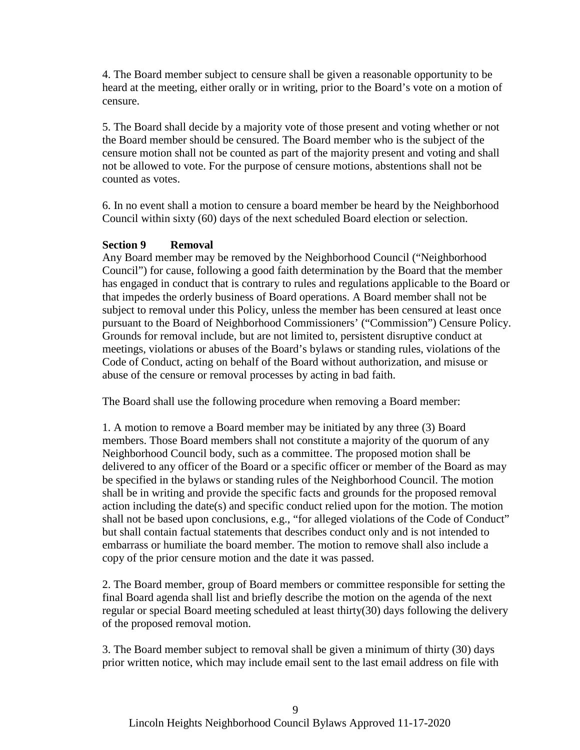4. The Board member subject to censure shall be given a reasonable opportunity to be heard at the meeting, either orally or in writing, prior to the Board's vote on a motion of censure.

5. The Board shall decide by a majority vote of those present and voting whether or not the Board member should be censured. The Board member who is the subject of the censure motion shall not be counted as part of the majority present and voting and shall not be allowed to vote. For the purpose of censure motions, abstentions shall not be counted as votes.

6. In no event shall a motion to censure a board member be heard by the Neighborhood Council within sixty (60) days of the next scheduled Board election or selection.

### Section 9 Removal

Any Board member may be removed by the Neighborhood Council ("Neighborhood Council") for cause, following a good faith determination by the Board that the member has engaged in conduct that is contrary to rules and regulations applicable to the Board or that impedes the orderly business of Board operations. A Board member shall not be subject to removal under this Policy, unless the member has been censured at least once pursuant to the Board of Neighborhood Commissioners' ("Commission") Censure Policy. Grounds for removal include, but are not limited to, persistent disruptive conduct at meetings, violations or abuses of the Board's bylaws or standing rules, violations of the Code of Conduct, acting on behalf of the Board without authorization, and misuse or abuse of the censure or removal processes by acting in bad faith.

The Board shall use the following procedure when removing a Board member:

1. A motion to remove a Board member may be initiated by any three (3) Board members. Those Board members shall not constitute a majority of the quorum of any Neighborhood Council body, such as a committee. The proposed motion shall be delivered to any officer of the Board or a specific officer or member of the Board as may be specified in the bylaws or standing rules of the Neighborhood Council. The motion shall be in writing and provide the specific facts and grounds for the proposed removal action including the date(s) and specific conduct relied upon for the motion. The motion shall not be based upon conclusions, e.g., "for alleged violations of the Code of Conduct" but shall contain factual statements that describes conduct only and is not intended to embarrass or humiliate the board member. The motion to remove shall also include a copy of the prior censure motion and the date it was passed.

2. The Board member, group of Board members or committee responsible for setting the final Board agenda shall list and briefly describe the motion on the agenda of the next regular or special Board meeting scheduled at least thirty(30) days following the delivery of the proposed removal motion.

3. The Board member subject to removal shall be given a minimum of thirty (30) days prior written notice, which may include email sent to the last email address on file with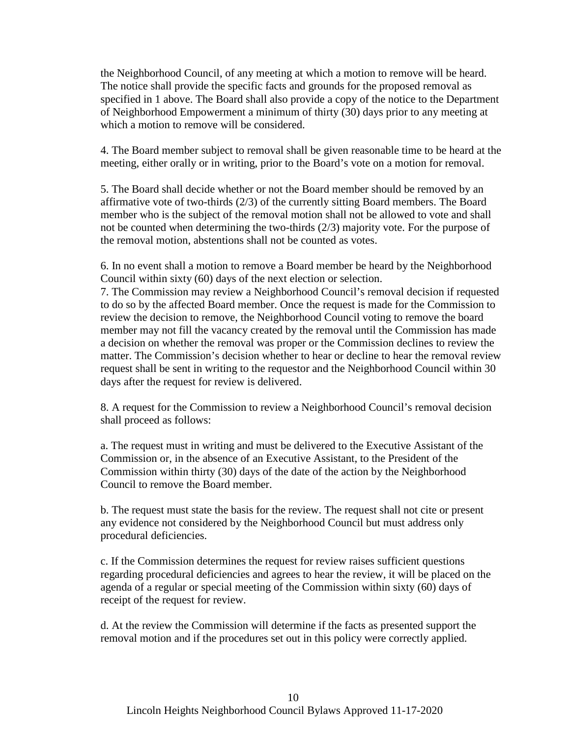the Neighborhood Council, of any meeting at which a motion to remove will be heard. The notice shall provide the specific facts and grounds for the proposed removal as specified in 1 above. The Board shall also provide a copy of the notice to the Department of Neighborhood Empowerment a minimum of thirty (30) days prior to any meeting at which a motion to remove will be considered.

4. The Board member subject to removal shall be given reasonable time to be heard at the meeting, either orally or in writing, prior to the Board's vote on a motion for removal.

5. The Board shall decide whether or not the Board member should be removed by an affirmative vote of two-thirds (2/3) of the currently sitting Board members. The Board member who is the subject of the removal motion shall not be allowed to vote and shall not be counted when determining the two-thirds (2/3) majority vote. For the purpose of the removal motion, abstentions shall not be counted as votes.

6. In no event shall a motion to remove a Board member be heard by the Neighborhood Council within sixty (60) days of the next election or selection.

7. The Commission may review a Neighborhood Council's removal decision if requested to do so by the affected Board member. Once the request is made for the Commission to review the decision to remove, the Neighborhood Council voting to remove the board member may not fill the vacancy created by the removal until the Commission has made a decision on whether the removal was proper or the Commission declines to review the matter. The Commission's decision whether to hear or decline to hear the removal review request shall be sent in writing to the requestor and the Neighborhood Council within 30 days after the request for review is delivered.

8. A request for the Commission to review a Neighborhood Council's removal decision shall proceed as follows:

a. The request must in writing and must be delivered to the Executive Assistant of the Commission or, in the absence of an Executive Assistant, to the President of the Commission within thirty (30) days of the date of the action by the Neighborhood Council to remove the Board member.

b. The request must state the basis for the review. The request shall not cite or present any evidence not considered by the Neighborhood Council but must address only procedural deficiencies.

c. If the Commission determines the request for review raises sufficient questions regarding procedural deficiencies and agrees to hear the review, it will be placed on the agenda of a regular or special meeting of the Commission within sixty (60) days of receipt of the request for review.

d. At the review the Commission will determine if the facts as presented support the removal motion and if the procedures set out in this policy were correctly applied.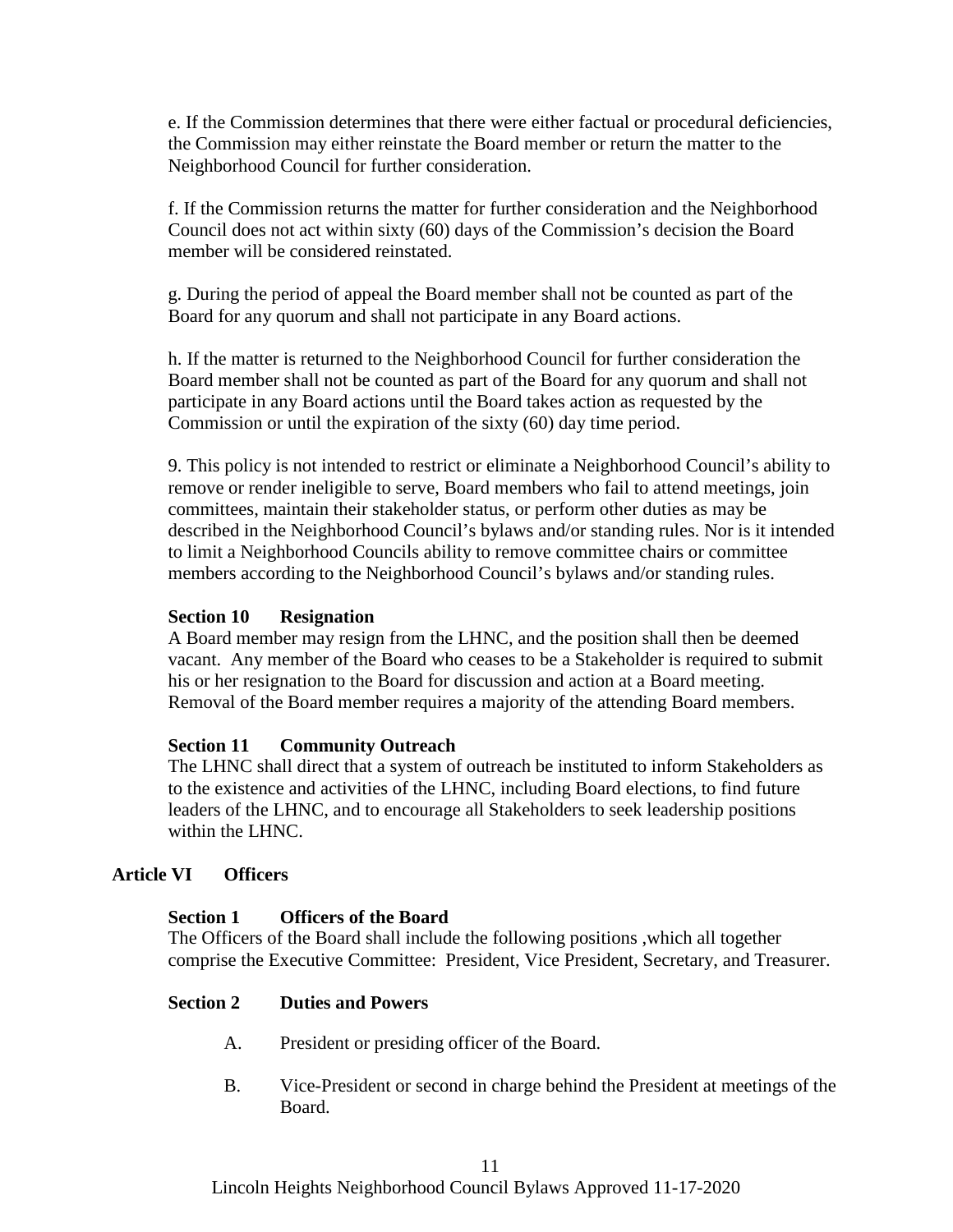e. If the Commission determines that there were either factual or procedural deficiencies, the Commission may either reinstate the Board member or return the matter to the Neighborhood Council for further consideration.

f. If the Commission returns the matter for further consideration and the Neighborhood Council does not act within sixty (60) days of the Commission's decision the Board member will be considered reinstated.

g. During the period of appeal the Board member shall not be counted as part of the Board for any quorum and shall not participate in any Board actions.

h. If the matter is returned to the Neighborhood Council for further consideration the Board member shall not be counted as part of the Board for any quorum and shall not participate in any Board actions until the Board takes action as requested by the Commission or until the expiration of the sixty (60) day time period.

9. This policy is not intended to restrict or eliminate a Neighborhood Council's ability to remove or render ineligible to serve, Board members who fail to attend meetings, join committees, maintain their stakeholder status, or perform other duties as may be described in the Neighborhood Council's bylaws and/or standing rules. Nor is it intended to limit a Neighborhood Councils ability to remove committee chairs or committee members according to the Neighborhood Council's bylaws and/or standing rules.

### Section 10 Resignation

A Board member may resign from the LHNC, and the position shall then be deemed vacant. Any member of the Board who ceases to be a Stakeholder is required to submit his or her resignation to the Board for discussion and action at a Board meeting. Removal of the Board member requires a majority of the attending Board members.

### Section 11 Community Outreach

The LHNC shall direct that a system of outreach be instituted to inform Stakeholders as to the existence and activities of the LHNC, including Board elections, to find future leaders of the LHNC, and to encourage all Stakeholders to seek leadership positions within the LHNC.

## Article VI Officers

### Section 1 Officers of the Board

The Officers of the Board shall include the following positions ,which all together comprise the Executive Committee: President, Vice President, Secretary, and Treasurer.

### Section 2 Duties and Powers

A. President or presiding officer of the Board.

B. Vice-President or second in charge behind the President at meetings of the Board.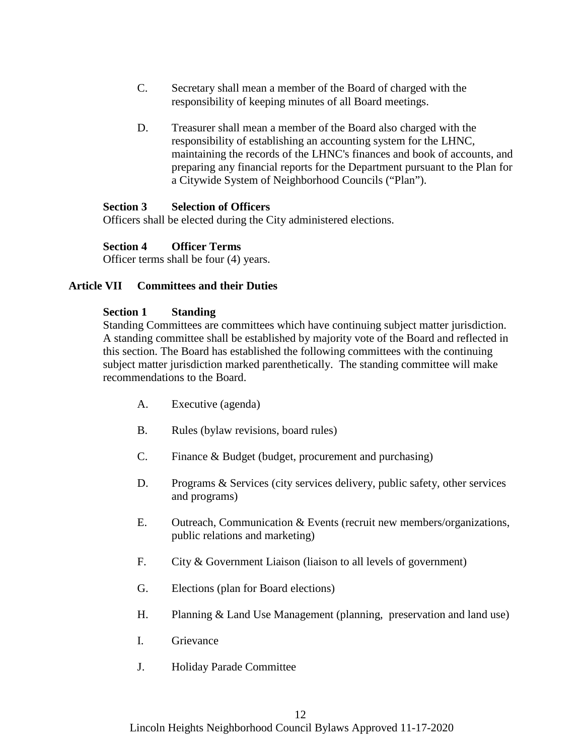C. Secretary shall mean a member of the Board of charged with the responsibility of keeping minutes of all Board meetings.

D. Treasurer shall mean a member of the Board also charged with the responsibility of establishing an accounting system for the LHNC, maintaining the records of the LHNC's finances and book of accounts, and preparing any financial reports for the Department pursuant to the Plan for a Citywide System of Neighborhood Councils ("Plan").

**Section 3 Selection of Officers**

Officers shall be elected during the City administered elections.

**Section 4 Officer Terms**

Officer terms shall be four (4) years.

## Article VII Committees and their Duties

**Section 1 Standing**

Standing Committees are committees which have continuing subject matter jurisdiction. A standing committee shall be established by majority vote of the Board and reflected in this section. The Board has established the following committees with the continuing subject matter jurisdiction marked parenthetically. The standing committee will make recommendations to the Board.

A. Executive (agenda)

B. Rules (bylaw revisions, board rules)

C. Finance & Budget (budget, procurement and purchasing)

D. Programs & Services (city services delivery, public safety, other services and programs)

E. Outreach, Communication & Events (recruit new members/organizations, public relations and marketing)

F. City & Government Liaison (liaison to all levels of government)

G. Elections (plan for Board elections)

H. Planning & Land Use Management (planning, preservation and land use)

I. Grievance

J. Holiday Parade Committee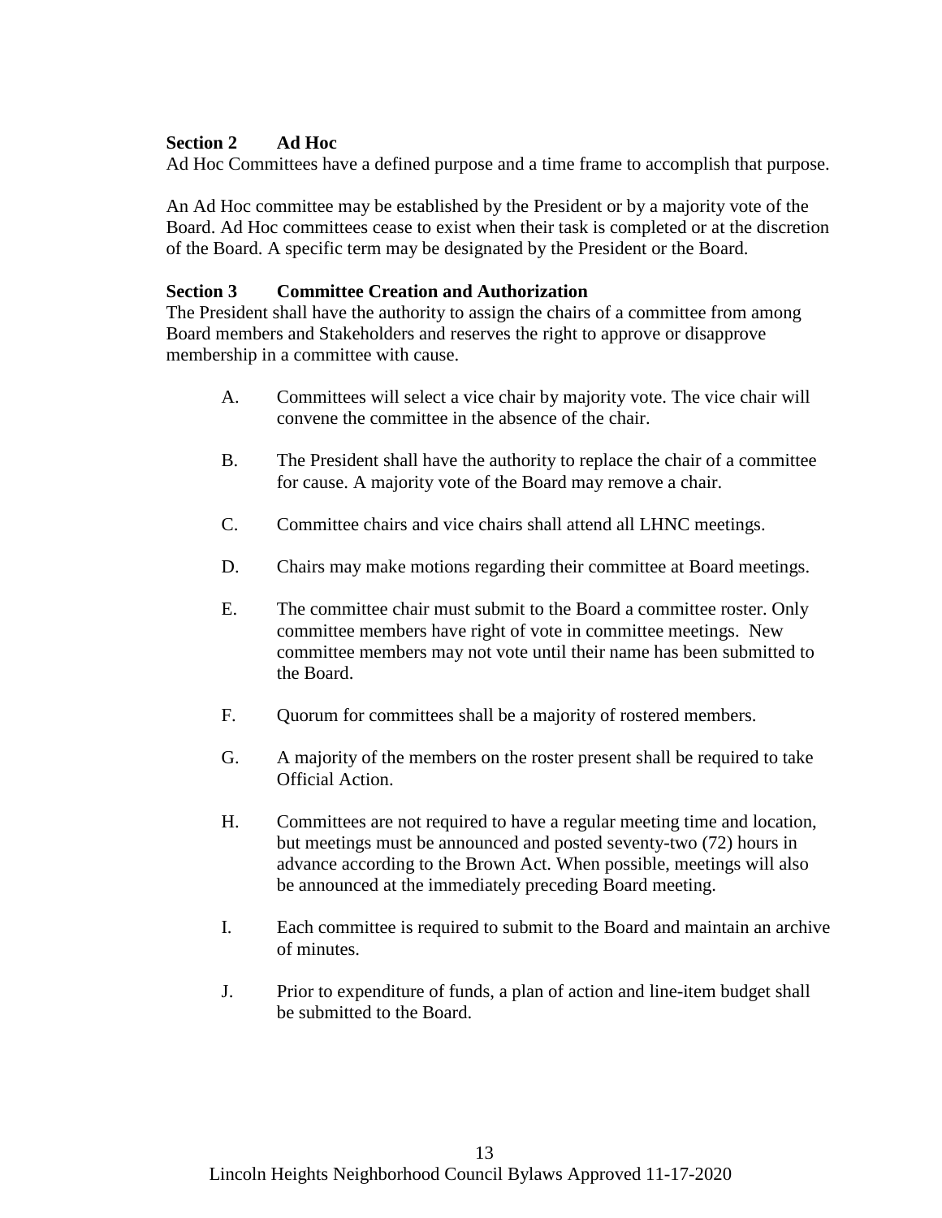**Section 2 Ad Hoc**

Ad Hoc Committees have a defined purpose and a time frame to accomplish that purpose.

An Ad Hoc committee may be established by the President or by a majority vote of the Board. Ad Hoc committees cease to exist when their task is completed or at the discretion of the Board. A specific term may be designated by the President or the Board.

**Section 3 Committee Creation and Authorization**

The President shall have the authority to assign the chairs of a committee from among Board members and Stakeholders and reserves the right to approve or disapprove membership in a committee with cause.

A. Committees will select a vice chair by majority vote. The vice chair will convene the committee in the absence of the chair.

B. The President shall have the authority to replace the chair of a committee for cause. A majority vote of the Board may remove a chair.

C. Committee chairs and vice chairs shall attend all LHNC meetings.

D. Chairs may make motions regarding their committee at Board meetings.

E. The committee chair must submit to the Board a committee roster. Only committee members have right of vote in committee meetings. New committee members may not vote until their name has been submitted to the Board.

F. Quorum for committees shall be a majority of rostered members.

G. A majority of the members on the roster present shall be required to take Official Action.

H. Committees are not required to have a regular meeting time and location, but meetings must be announced and posted seventy-two (72) hours in advance according to the Brown Act. When possible, meetings will also be announced at the immediately preceding Board meeting.

I. Each committee is required to submit to the Board and maintain an archive of minutes.

J. Prior to expenditure of funds, a plan of action and line-item budget shall be submitted to the Board.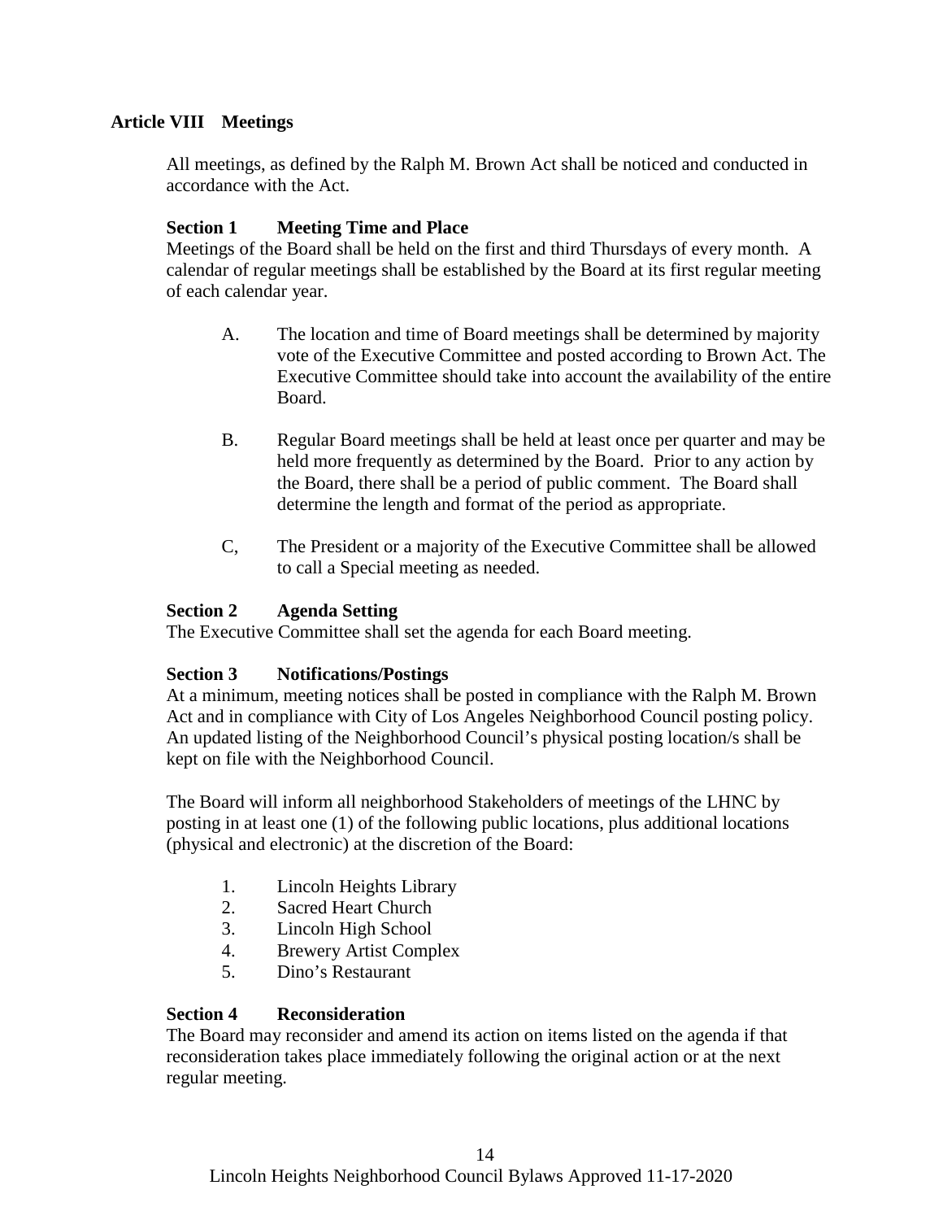## Article VIII Meetings

All meetings, as defined by the Ralph M. Brown Act shall be noticed and conducted in accordance with the Act.

### Section 1 Meeting Time and Place

Meetings of the Board shall be held on the first and third Thursdays of every month. A calendar of regular meetings shall be established by the Board at its first regular meeting of each calendar year.

A. The location and time of Board meetings shall be determined by majority vote of the Executive Committee and posted according to Brown Act. The Executive Committee should take into account the availability of the entire Board.

B. Regular Board meetings shall be held at least once per quarter and may be held more frequently as determined by the Board. Prior to any action by the Board, there shall be a period of public comment. The Board shall determine the length and format of the period as appropriate.

C, The President or a majority of the Executive Committee shall be allowed to call a Special meeting as needed.

### Section 2 Agenda Setting

The Executive Committee shall set the agenda for each Board meeting.

### Section 3 Notifications/Postings

At a minimum, meeting notices shall be posted in compliance with the Ralph M. Brown Act and in compliance with City of Los Angeles Neighborhood Council posting policy. An updated listing of the Neighborhood Council's physical posting location/s shall be kept on file with the Neighborhood Council.

The Board will inform all neighborhood Stakeholders of meetings of the LHNC by posting in at least one (1) of the following public locations, plus additional locations (physical and electronic) at the discretion of the Board:

1. Lincoln Heights Library
2. Sacred Heart Church
3. Lincoln High School
4. Brewery Artist Complex
5. Dino's Restaurant

### Section 4 Reconsideration

The Board may reconsider and amend its action on items listed on the agenda if that reconsideration takes place immediately following the original action or at the next regular meeting.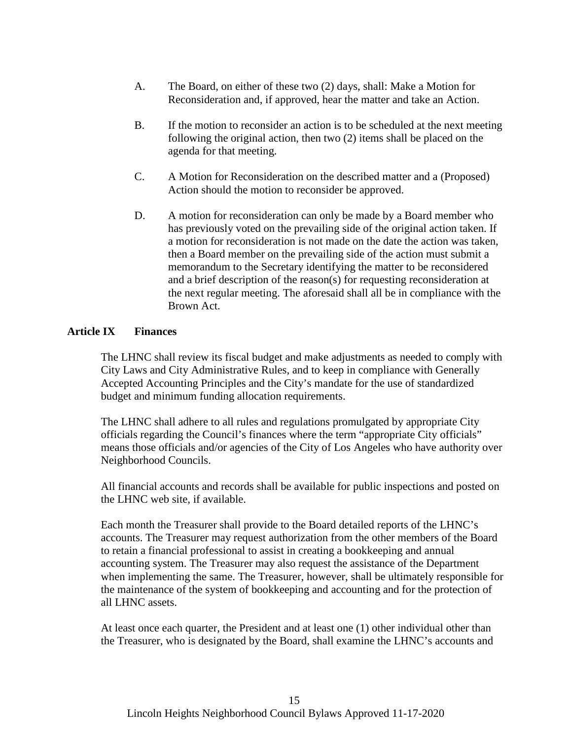A. The Board, on either of these two (2) days, shall: Make a Motion for Reconsideration and, if approved, hear the matter and take an Action.

B. If the motion to reconsider an action is to be scheduled at the next meeting following the original action, then two (2) items shall be placed on the agenda for that meeting.

C. A Motion for Reconsideration on the described matter and a (Proposed) Action should the motion to reconsider be approved.

D. A motion for reconsideration can only be made by a Board member who has previously voted on the prevailing side of the original action taken. If a motion for reconsideration is not made on the date the action was taken, then a Board member on the prevailing side of the action must submit a memorandum to the Secretary identifying the matter to be reconsidered and a brief description of the reason(s) for requesting reconsideration at the next regular meeting. The aforesaid shall all be in compliance with the Brown Act.

## Article IX Finances

The LHNC shall review its fiscal budget and make adjustments as needed to comply with City Laws and City Administrative Rules, and to keep in compliance with Generally Accepted Accounting Principles and the City's mandate for the use of standardized budget and minimum funding allocation requirements.

The LHNC shall adhere to all rules and regulations promulgated by appropriate City officials regarding the Council's finances where the term "appropriate City officials" means those officials and/or agencies of the City of Los Angeles who have authority over Neighborhood Councils.

All financial accounts and records shall be available for public inspections and posted on the LHNC web site, if available.

Each month the Treasurer shall provide to the Board detailed reports of the LHNC's accounts. The Treasurer may request authorization from the other members of the Board to retain a financial professional to assist in creating a bookkeeping and annual accounting system. The Treasurer may also request the assistance of the Department when implementing the same. The Treasurer, however, shall be ultimately responsible for the maintenance of the system of bookkeeping and accounting and for the protection of all LHNC assets.

At least once each quarter, the President and at least one (1) other individual other than the Treasurer, who is designated by the Board, shall examine the LHNC's accounts and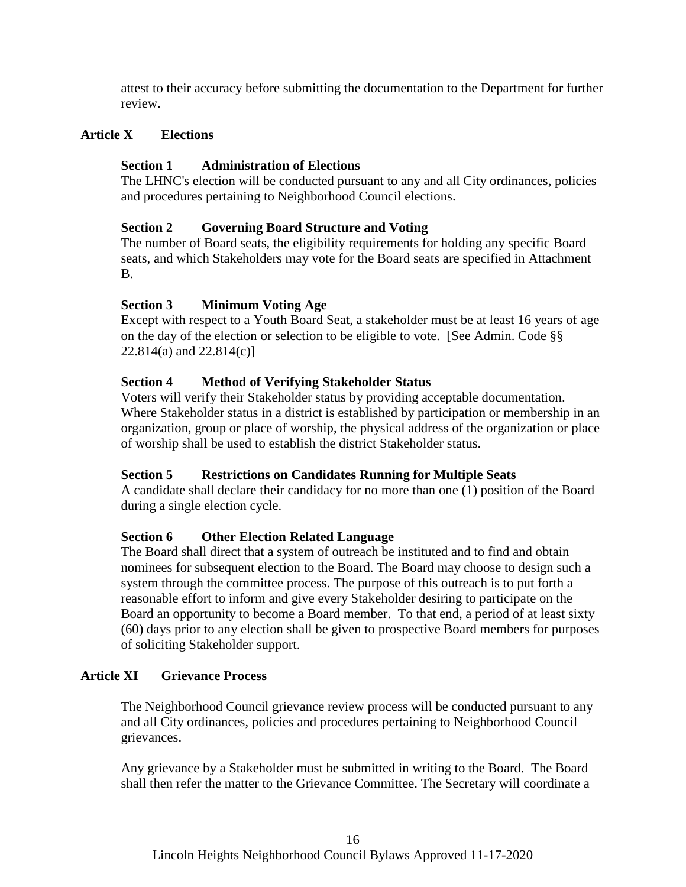attest to their accuracy before submitting the documentation to the Department for further review.

## Article X Elections

### Section 1 Administration of Elections

The LHNC's election will be conducted pursuant to any and all City ordinances, policies and procedures pertaining to Neighborhood Council elections.

### Section 2 Governing Board Structure and Voting

The number of Board seats, the eligibility requirements for holding any specific Board seats, and which Stakeholders may vote for the Board seats are specified in Attachment B.

### Section 3 Minimum Voting Age

Except with respect to a Youth Board Seat, a stakeholder must be at least 16 years of age on the day of the election or selection to be eligible to vote. [See Admin. Code §§ 22.814(a) and 22.814(c)]

### Section 4 Method of Verifying Stakeholder Status

Voters will verify their Stakeholder status by providing acceptable documentation. Where Stakeholder status in a district is established by participation or membership in an organization, group or place of worship, the physical address of the organization or place of worship shall be used to establish the district Stakeholder status.

### Section 5 Restrictions on Candidates Running for Multiple Seats

A candidate shall declare their candidacy for no more than one (1) position of the Board during a single election cycle.

### Section 6 Other Election Related Language

The Board shall direct that a system of outreach be instituted and to find and obtain nominees for subsequent election to the Board. The Board may choose to design such a system through the committee process. The purpose of this outreach is to put forth a reasonable effort to inform and give every Stakeholder desiring to participate on the Board an opportunity to become a Board member. To that end, a period of at least sixty (60) days prior to any election shall be given to prospective Board members for purposes of soliciting Stakeholder support.

## Article XI Grievance Process

The Neighborhood Council grievance review process will be conducted pursuant to any and all City ordinances, policies and procedures pertaining to Neighborhood Council grievances.

Any grievance by a Stakeholder must be submitted in writing to the Board. The Board shall then refer the matter to the Grievance Committee. The Secretary will coordinate a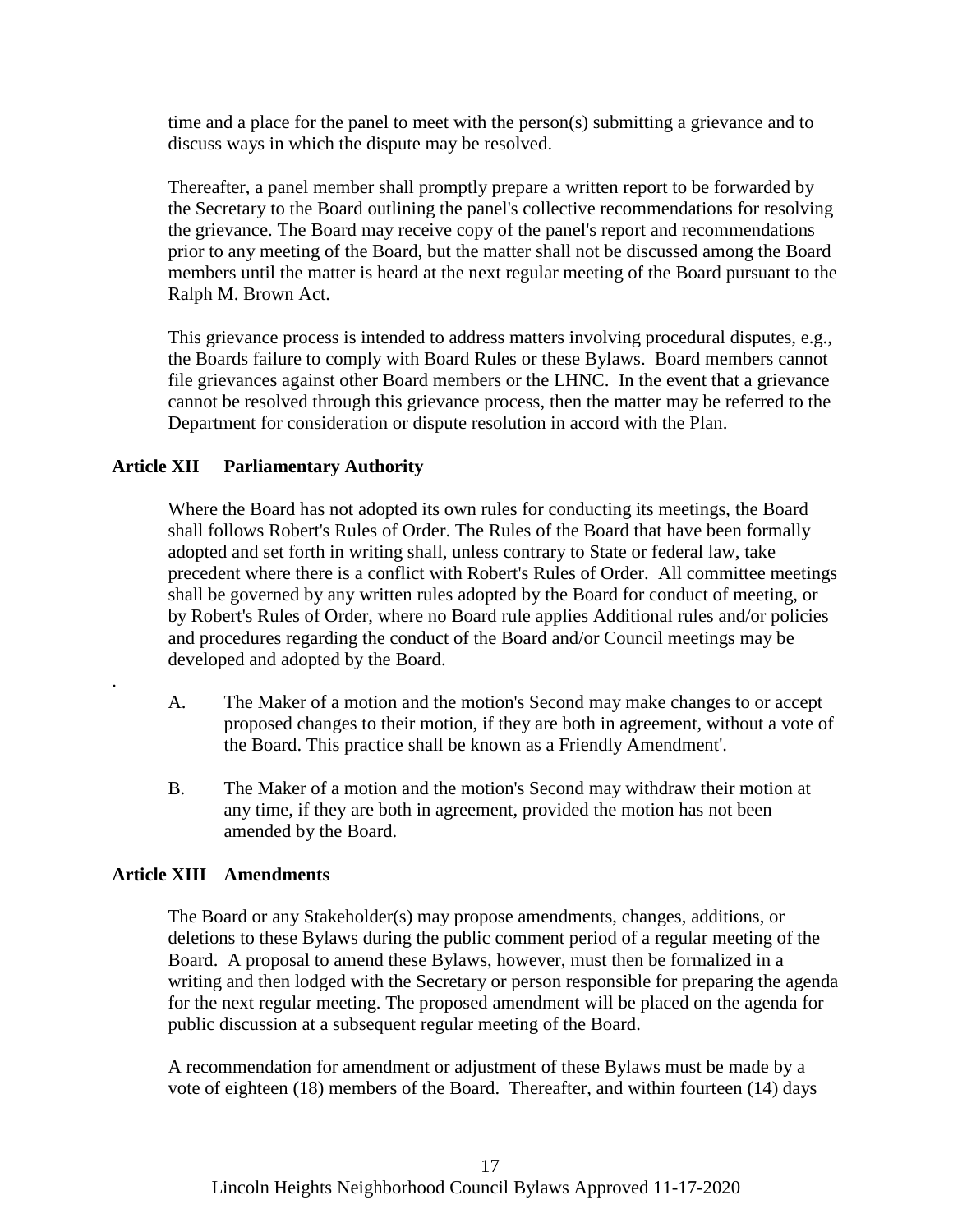time and a place for the panel to meet with the person(s) submitting a grievance and to discuss ways in which the dispute may be resolved.

Thereafter, a panel member shall promptly prepare a written report to be forwarded by the Secretary to the Board outlining the panel's collective recommendations for resolving the grievance. The Board may receive copy of the panel's report and recommendations prior to any meeting of the Board, but the matter shall not be discussed among the Board members until the matter is heard at the next regular meeting of the Board pursuant to the Ralph M. Brown Act.

This grievance process is intended to address matters involving procedural disputes, e.g., the Boards failure to comply with Board Rules or these Bylaws. Board members cannot file grievances against other Board members or the LHNC. In the event that a grievance cannot be resolved through this grievance process, then the matter may be referred to the Department for consideration or dispute resolution in accord with the Plan.

## Article XII Parliamentary Authority

Where the Board has not adopted its own rules for conducting its meetings, the Board shall follows Robert's Rules of Order. The Rules of the Board that have been formally adopted and set forth in writing shall, unless contrary to State or federal law, take precedent where there is a conflict with Robert's Rules of Order. All committee meetings shall be governed by any written rules adopted by the Board for conduct of meeting, or by Robert's Rules of Order, where no Board rule applies Additional rules and/or policies and procedures regarding the conduct of the Board and/or Council meetings may be developed and adopted by the Board.

.

A. The Maker of a motion and the motion's Second may make changes to or accept proposed changes to their motion, if they are both in agreement, without a vote of the Board. This practice shall be known as a Friendly Amendment'.

B. The Maker of a motion and the motion's Second may withdraw their motion at any time, if they are both in agreement, provided the motion has not been amended by the Board.

## Article XIII Amendments

The Board or any Stakeholder(s) may propose amendments, changes, additions, or deletions to these Bylaws during the public comment period of a regular meeting of the Board. A proposal to amend these Bylaws, however, must then be formalized in a writing and then lodged with the Secretary or person responsible for preparing the agenda for the next regular meeting. The proposed amendment will be placed on the agenda for public discussion at a subsequent regular meeting of the Board.

A recommendation for amendment or adjustment of these Bylaws must be made by a vote of eighteen (18) members of the Board. Thereafter, and within fourteen (14) days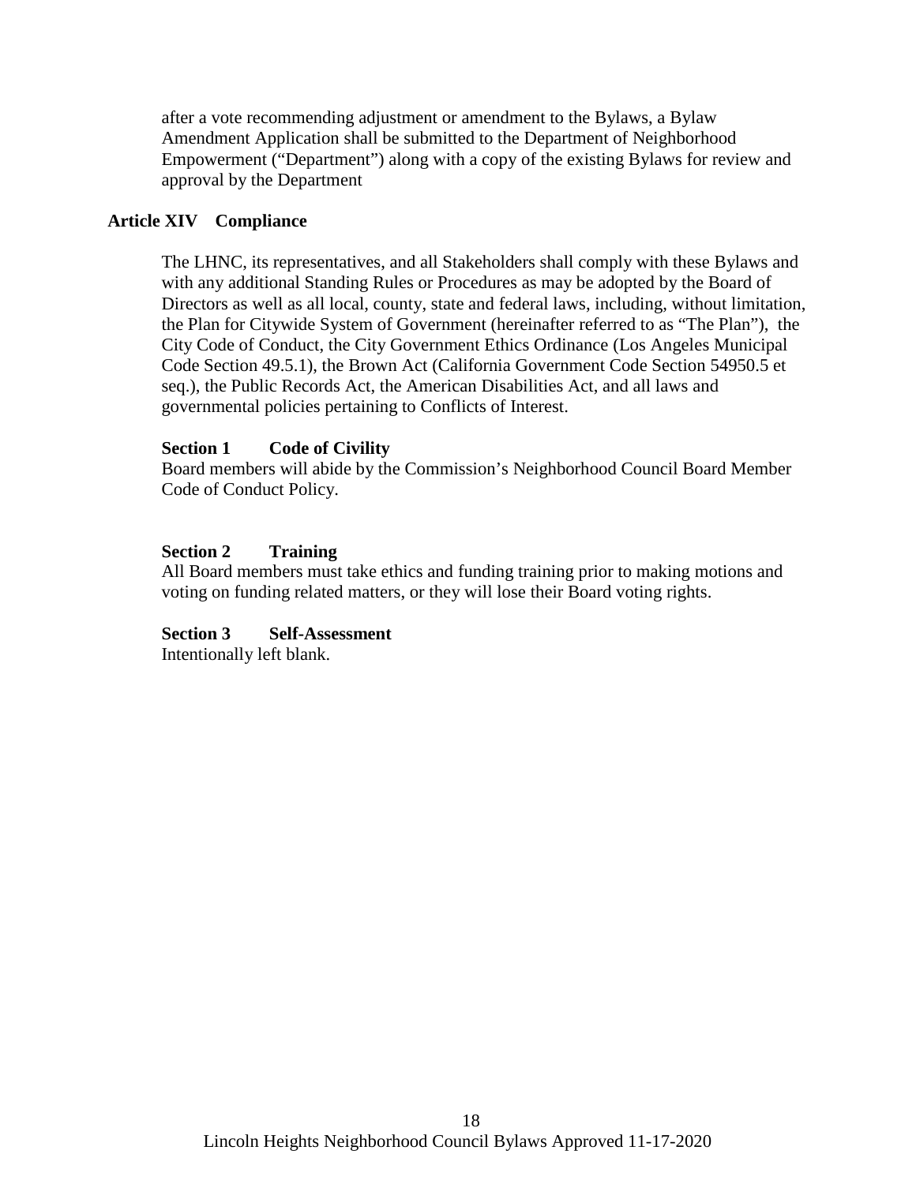after a vote recommending adjustment or amendment to the Bylaws, a Bylaw Amendment Application shall be submitted to the Department of Neighborhood Empowerment ("Department") along with a copy of the existing Bylaws for review and approval by the Department

## Article XIV Compliance

The LHNC, its representatives, and all Stakeholders shall comply with these Bylaws and with any additional Standing Rules or Procedures as may be adopted by the Board of Directors as well as all local, county, state and federal laws, including, without limitation, the Plan for Citywide System of Government (hereinafter referred to as "The Plan"), the City Code of Conduct, the City Government Ethics Ordinance (Los Angeles Municipal Code Section 49.5.1), the Brown Act (California Government Code Section 54950.5 et seq.), the Public Records Act, the American Disabilities Act, and all laws and governmental policies pertaining to Conflicts of Interest.

### Section 1 Code of Civility

Board members will abide by the Commission's Neighborhood Council Board Member Code of Conduct Policy.

### Section 2 Training

All Board members must take ethics and funding training prior to making motions and voting on funding related matters, or they will lose their Board voting rights.

### Section 3 Self-Assessment

Intentionally left blank.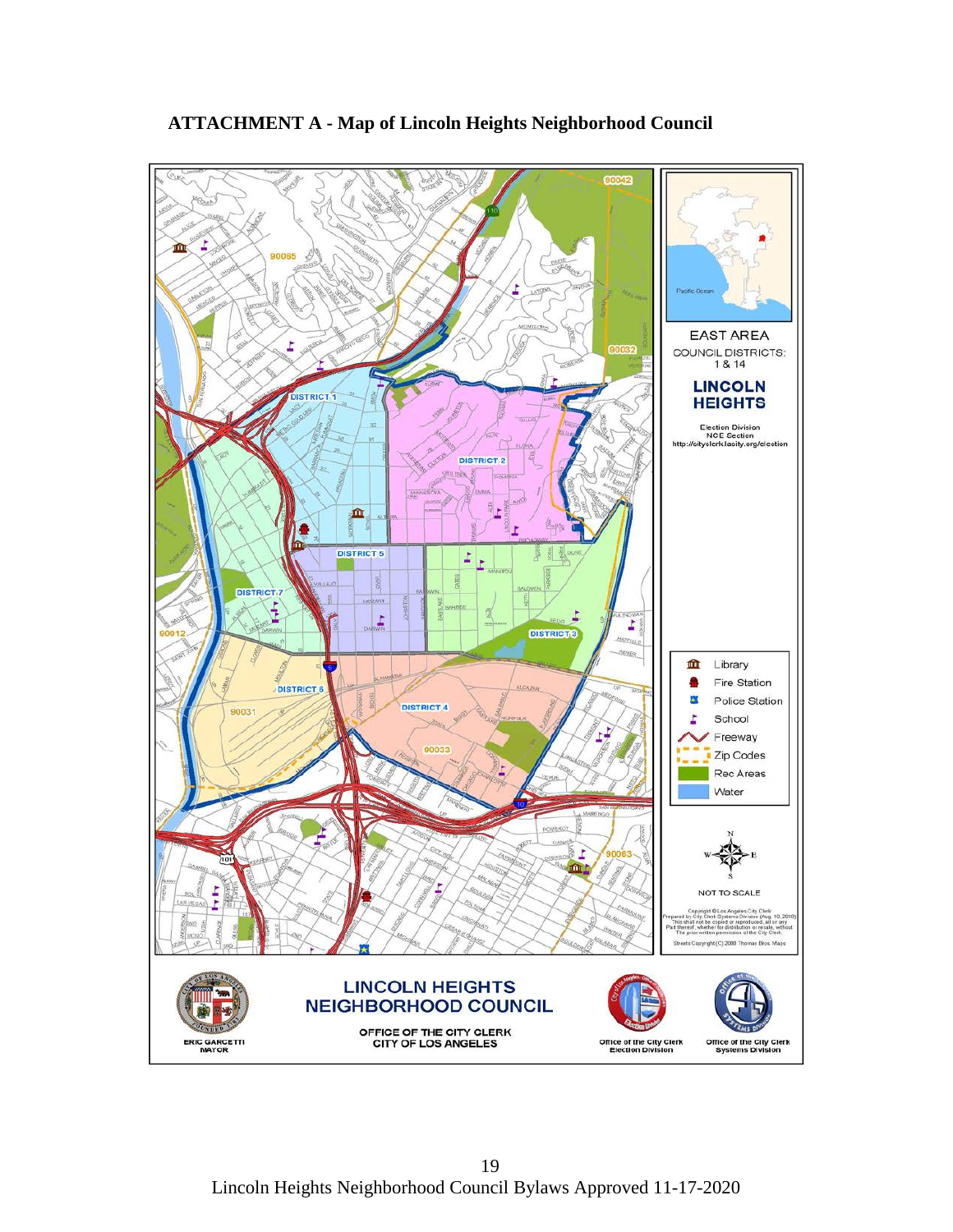**ATTACHMENT A - Map of Lincoln Heights Neighborhood Council**

EAST AREA

COUNCIL DISTRICTS: 1 & 14

LINCOLN HEIGHTS

Election Division
NCE Section
http://cityclerk.lacity.org/election

Library
Fire Station
Police Station
School
Freeway
Zip Codes
Rec Areas
Water

NOT TO SCALE

LINCOLN HEIGHTS NEIGHBORHOOD COUNCIL

OFFICE OF THE CITY CLERK
CITY OF LOS ANGELES

ERIC GARCETTI
MAYOR

Office of the City Clerk
Election Division

Office of the City Clerk
Systems Division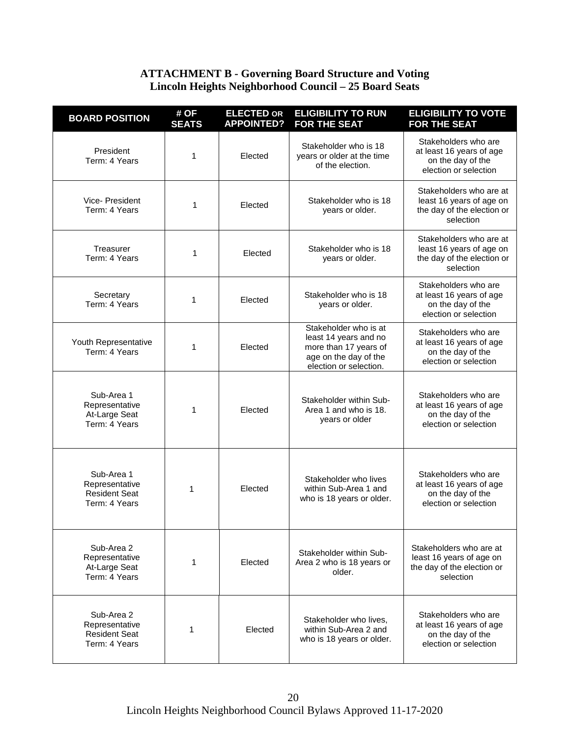**ATTACHMENT B - Governing Board Structure and Voting**
**Lincoln Heights Neighborhood Council – 25 Board Seats**

| BOARD POSITION | # OF SEATS | ELECTED OR APPOINTED? | ELIGIBILITY TO RUN FOR THE SEAT | ELIGIBILITY TO VOTE FOR THE SEAT |
|---|---|---|---|---|
| President<br>Term: 4 Years | 1 | Elected | Stakeholder who is 18 years or older at the time of the election. | Stakeholders who are at least 16 years of age on the day of the election or selection |
| Vice- President<br>Term: 4 Years | 1 | Elected | Stakeholder who is 18 years or older. | Stakeholders who are at least 16 years of age on the day of the election or selection |
| Treasurer<br>Term: 4 Years | 1 | Elected | Stakeholder who is 18 years or older. | Stakeholders who are at least 16 years of age on the day of the election or selection |
| Secretary<br>Term: 4 Years | 1 | Elected | Stakeholder who is 18 years or older. | Stakeholders who are at least 16 years of age on the day of the election or selection |
| Youth Representative<br>Term: 4 Years | 1 | Elected | Stakeholder who is at least 14 years and no more than 17 years of age on the day of the election or selection. | Stakeholders who are at least 16 years of age on the day of the election or selection |
| Sub-Area 1 Representative At-Large Seat<br>Term: 4 Years | 1 | Elected | Stakeholder within Sub-Area 1 and who is 18. years or older | Stakeholders who are at least 16 years of age on the day of the election or selection |
| Sub-Area 1 Representative Resident Seat<br>Term: 4 Years | 1 | Elected | Stakeholder who lives within Sub-Area 1 and who is 18 years or older. | Stakeholders who are at least 16 years of age on the day of the election or selection |
| Sub-Area 2 Representative At-Large Seat<br>Term: 4 Years | 1 | Elected | Stakeholder within Sub-Area 2 who is 18 years or older. | Stakeholders who are at least 16 years of age on the day of the election or selection |
| Sub-Area 2 Representative Resident Seat<br>Term: 4 Years | 1 | Elected | Stakeholder who lives, within Sub-Area 2 and who is 18 years or older. | Stakeholders who are at least 16 years of age on the day of the election or selection |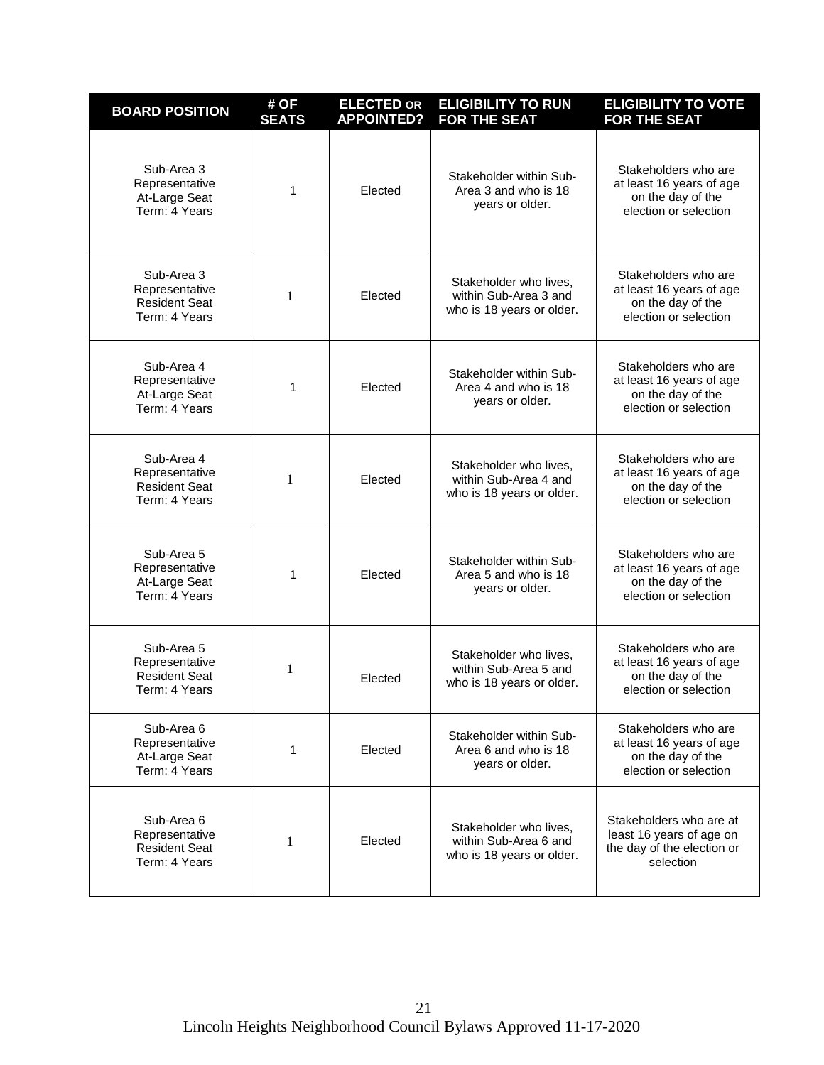| BOARD POSITION | # OF SEATS | ELECTED OR APPOINTED? | ELIGIBILITY TO RUN FOR THE SEAT | ELIGIBILITY TO VOTE FOR THE SEAT |
|---|---|---|---|---|
| Sub-Area 3 Representative At-Large Seat Term: 4 Years | 1 | Elected | Stakeholder within Sub-Area 3 and who is 18 years or older. | Stakeholders who are at least 16 years of age on the day of the election or selection |
| Sub-Area 3 Representative Resident Seat Term: 4 Years | 1 | Elected | Stakeholder who lives, within Sub-Area 3 and who is 18 years or older. | Stakeholders who are at least 16 years of age on the day of the election or selection |
| Sub-Area 4 Representative At-Large Seat Term: 4 Years | 1 | Elected | Stakeholder within Sub-Area 4 and who is 18 years or older. | Stakeholders who are at least 16 years of age on the day of the election or selection |
| Sub-Area 4 Representative Resident Seat Term: 4 Years | 1 | Elected | Stakeholder who lives, within Sub-Area 4 and who is 18 years or older. | Stakeholders who are at least 16 years of age on the day of the election or selection |
| Sub-Area 5 Representative At-Large Seat Term: 4 Years | 1 | Elected | Stakeholder within Sub-Area 5 and who is 18 years or older. | Stakeholders who are at least 16 years of age on the day of the election or selection |
| Sub-Area 5 Representative Resident Seat Term: 4 Years | 1 | Elected | Stakeholder who lives, within Sub-Area 5 and who is 18 years or older. | Stakeholders who are at least 16 years of age on the day of the election or selection |
| Sub-Area 6 Representative At-Large Seat Term: 4 Years | 1 | Elected | Stakeholder within Sub-Area 6 and who is 18 years or older. | Stakeholders who are at least 16 years of age on the day of the election or selection |
| Sub-Area 6 Representative Resident Seat Term: 4 Years | 1 | Elected | Stakeholder who lives, within Sub-Area 6 and who is 18 years or older. | Stakeholders who are at least 16 years of age on the day of the election or selection |

Lincoln Heights Neighborhood Council Bylaws Approved 11-17-2020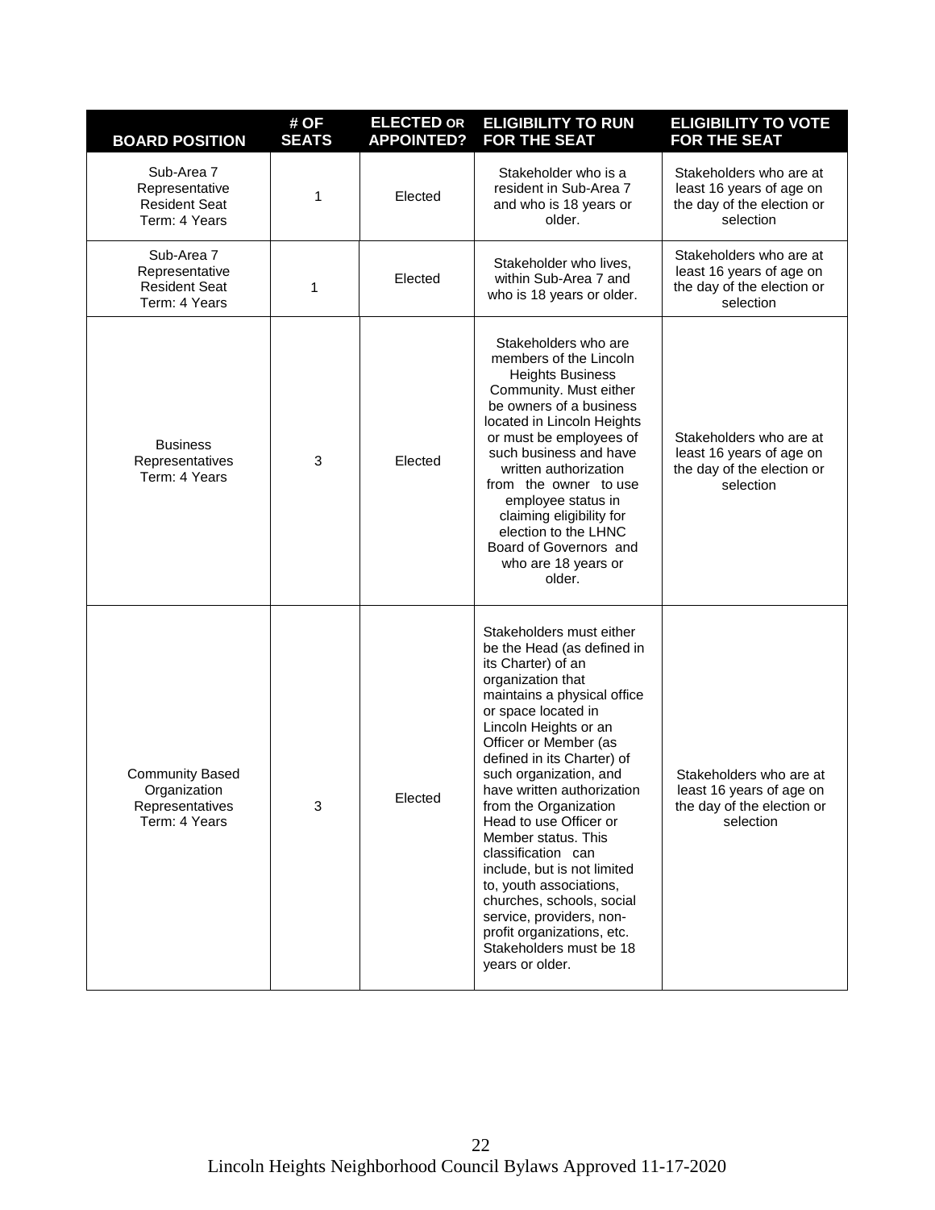| BOARD POSITION | # OF SEATS | ELECTED OR APPOINTED? | ELIGIBILITY TO RUN FOR THE SEAT | ELIGIBILITY TO VOTE FOR THE SEAT |
|---|---|---|---|---|
| Sub-Area 7 Representative Resident Seat Term: 4 Years | 1 | Elected | Stakeholder who is a resident in Sub-Area 7 and who is 18 years or older. | Stakeholders who are at least 16 years of age on the day of the election or selection |
| Sub-Area 7 Representative Resident Seat Term: 4 Years | 1 | Elected | Stakeholder who lives, within Sub-Area 7 and who is 18 years or older. | Stakeholders who are at least 16 years of age on the day of the election or selection |
| Business Representatives Term: 4 Years | 3 | Elected | Stakeholders who are members of the Lincoln Heights Business Community. Must either be owners of a business located in Lincoln Heights or must be employees of such business and have written authorization from the owner to use employee status in claiming eligibility for election to the LHNC Board of Governors and who are 18 years or older. | Stakeholders who are at least 16 years of age on the day of the election or selection |
| Community Based Organization Representatives Term: 4 Years | 3 | Elected | Stakeholders must either be the Head (as defined in its Charter) of an organization that maintains a physical office or space located in Lincoln Heights or an Officer or Member (as defined in its Charter) of such organization, and have written authorization from the Organization Head to use Officer or Member status. This classification can include, but is not limited to, youth associations, churches, schools, social service, providers, non-profit organizations, etc. Stakeholders must be 18 years or older. | Stakeholders who are at least 16 years of age on the day of the election or selection |